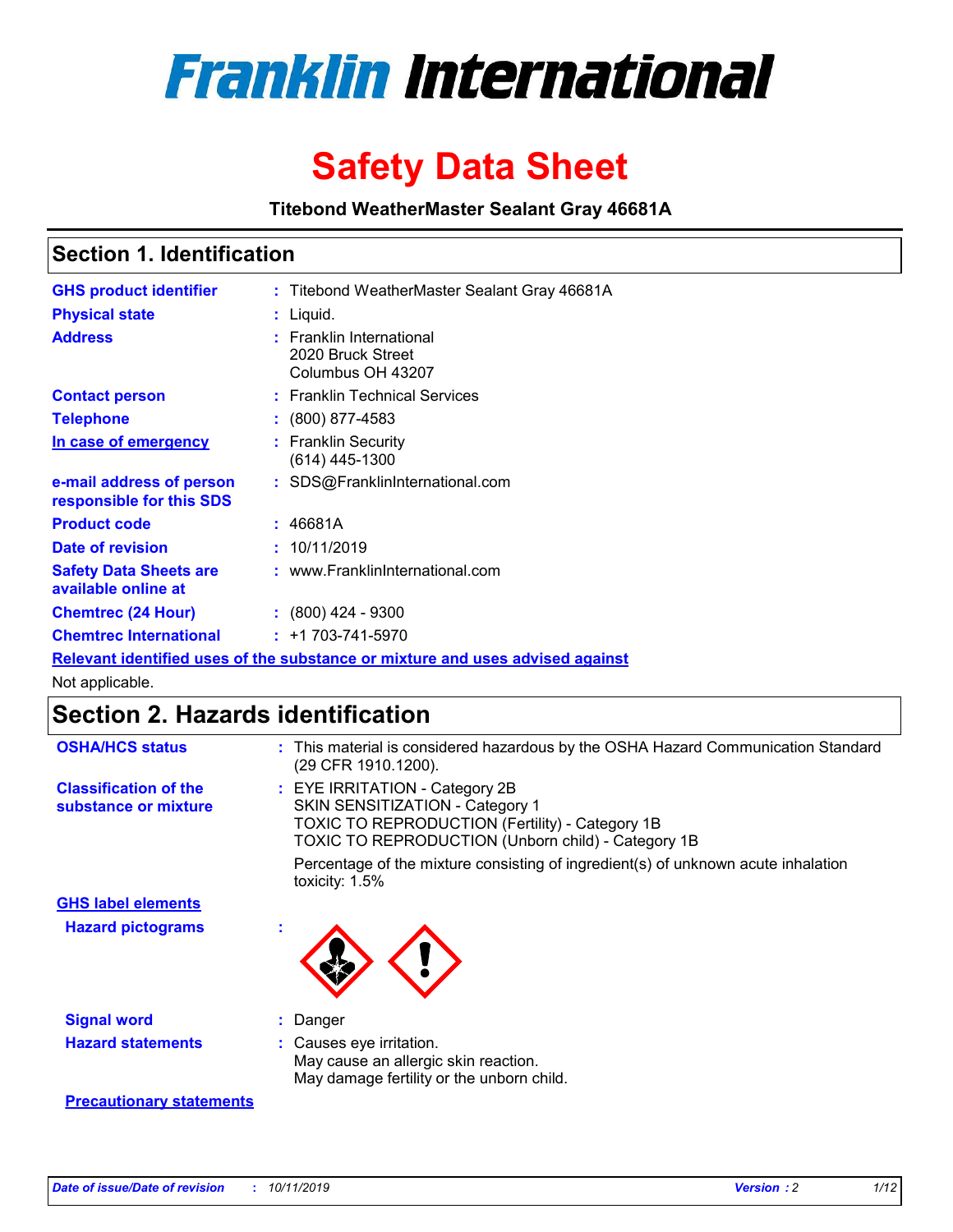# Franklin International

# Safety Data Sheet

**Titebond WeatherMaster Sealant Gray 46681A**

## Section 1. Identification

| | | |
|---|---|---|
| **GHS product identifier** | : | Titebond WeatherMaster Sealant Gray 46681A |
| **Physical state** | : | Liquid. |
| **Address** | : | Franklin International<br>2020 Bruck Street<br>Columbus OH 43207 |
| **Contact person** | : | Franklin Technical Services |
| **Telephone** | : | (800) 877-4583 |
| **In case of emergency** | : | Franklin Security<br>(614) 445-1300 |
| **e-mail address of person responsible for this SDS** | : | SDS@FranklinInternational.com |
| **Product code** | : | 46681A |
| **Date of revision** | : | 10/11/2019 |
| **Safety Data Sheets are available online at** | : | www.FranklinInternational.com |
| **Chemtrec (24 Hour)** | : | (800) 424 - 9300 |
| **Chemtrec International** | : | +1 703-741-5970 |

**Relevant identified uses of the substance or mixture and uses advised against**

Not applicable.

## Section 2. Hazards identification

**OSHA/HCS status** : This material is considered hazardous by the OSHA Hazard Communication Standard (29 CFR 1910.1200).

**Classification of the substance or mixture** : EYE IRRITATION - Category 2B
SKIN SENSITIZATION - Category 1
TOXIC TO REPRODUCTION (Fertility) - Category 1B
TOXIC TO REPRODUCTION (Unborn child) - Category 1B

Percentage of the mixture consisting of ingredient(s) of unknown acute inhalation toxicity: 1.5%

**GHS label elements**

**Hazard pictograms** :

**Signal word** : Danger

**Hazard statements** : Causes eye irritation.
May cause an allergic skin reaction.
May damage fertility or the unborn child.

**Precautionary statements**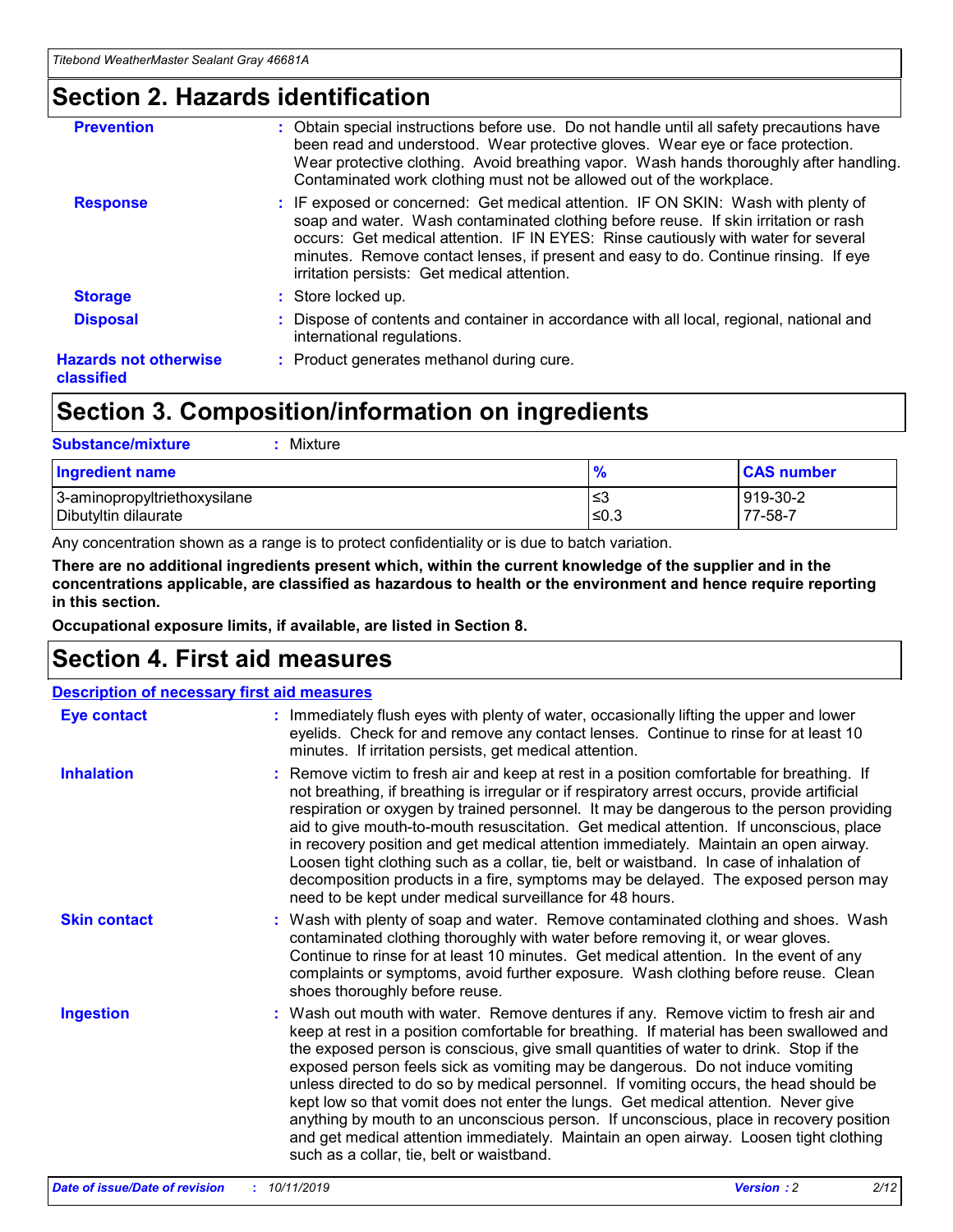## Section 2. Hazards identification

| | |
|---|---|
| **Prevention** | : Obtain special instructions before use. Do not handle until all safety precautions have been read and understood. Wear protective gloves. Wear eye or face protection. Wear protective clothing. Avoid breathing vapor. Wash hands thoroughly after handling. Contaminated work clothing must not be allowed out of the workplace. |
| **Response** | : IF exposed or concerned: Get medical attention. IF ON SKIN: Wash with plenty of soap and water. Wash contaminated clothing before reuse. If skin irritation or rash occurs: Get medical attention. IF IN EYES: Rinse cautiously with water for several minutes. Remove contact lenses, if present and easy to do. Continue rinsing. If eye irritation persists: Get medical attention. |
| **Storage** | : Store locked up. |
| **Disposal** | : Dispose of contents and container in accordance with all local, regional, national and international regulations. |
| **Hazards not otherwise classified** | : Product generates methanol during cure. |

## Section 3. Composition/information on ingredients

**Substance/mixture** : Mixture

| Ingredient name | % | CAS number |
|---|---|---|
| 3-aminopropyltriethoxysilane | ≤3 | 919-30-2 |
| Dibutyltin dilaurate | ≤0.3 | 77-58-7 |

Any concentration shown as a range is to protect confidentiality or is due to batch variation.

**There are no additional ingredients present which, within the current knowledge of the supplier and in the concentrations applicable, are classified as hazardous to health or the environment and hence require reporting in this section.**

**Occupational exposure limits, if available, are listed in Section 8.**

## Section 4. First aid measures

**Description of necessary first aid measures**

| | |
|---|---|
| **Eye contact** | : Immediately flush eyes with plenty of water, occasionally lifting the upper and lower eyelids. Check for and remove any contact lenses. Continue to rinse for at least 10 minutes. If irritation persists, get medical attention. |
| **Inhalation** | : Remove victim to fresh air and keep at rest in a position comfortable for breathing. If not breathing, if breathing is irregular or if respiratory arrest occurs, provide artificial respiration or oxygen by trained personnel. It may be dangerous to the person providing aid to give mouth-to-mouth resuscitation. Get medical attention. If unconscious, place in recovery position and get medical attention immediately. Maintain an open airway. Loosen tight clothing such as a collar, tie, belt or waistband. In case of inhalation of decomposition products in a fire, symptoms may be delayed. The exposed person may need to be kept under medical surveillance for 48 hours. |
| **Skin contact** | : Wash with plenty of soap and water. Remove contaminated clothing and shoes. Wash contaminated clothing thoroughly with water before removing it, or wear gloves. Continue to rinse for at least 10 minutes. Get medical attention. In the event of any complaints or symptoms, avoid further exposure. Wash clothing before reuse. Clean shoes thoroughly before reuse. |
| **Ingestion** | : Wash out mouth with water. Remove dentures if any. Remove victim to fresh air and keep at rest in a position comfortable for breathing. If material has been swallowed and the exposed person is conscious, give small quantities of water to drink. Stop if the exposed person feels sick as vomiting may be dangerous. Do not induce vomiting unless directed to do so by medical personnel. If vomiting occurs, the head should be kept low so that vomit does not enter the lungs. Get medical attention. Never give anything by mouth to an unconscious person. If unconscious, place in recovery position and get medical attention immediately. Maintain an open airway. Loosen tight clothing such as a collar, tie, belt or waistband. |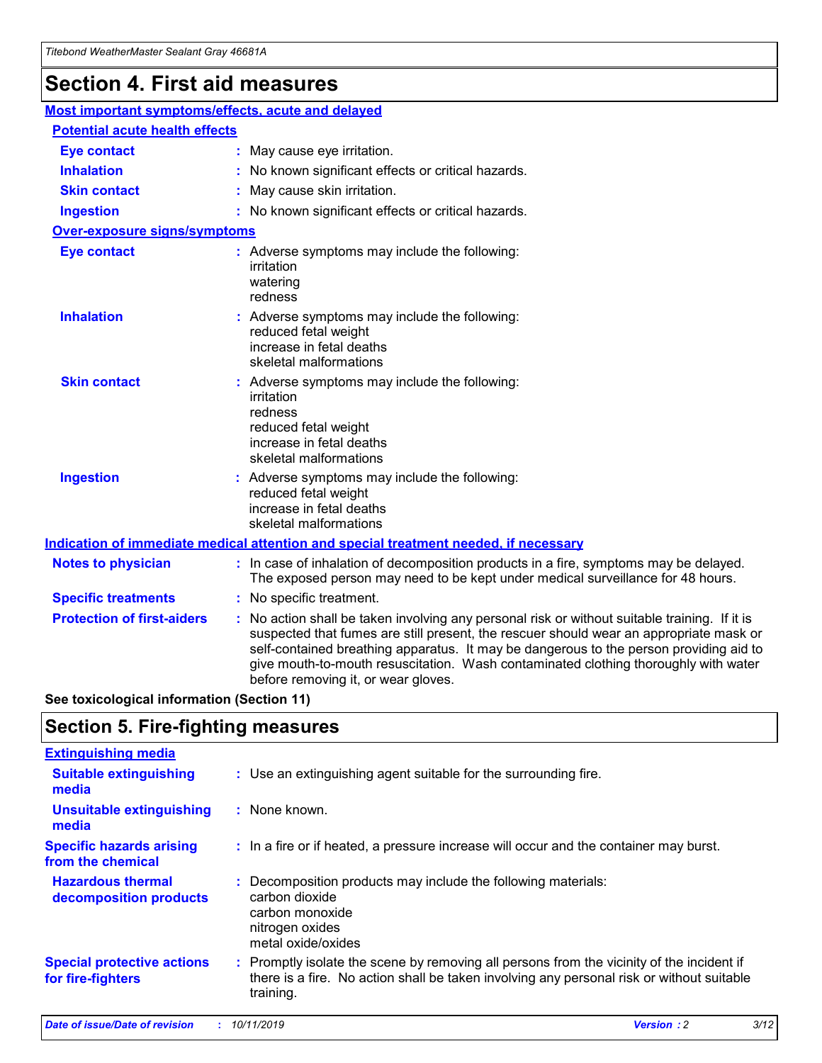# Section 4. First aid measures

## Most important symptoms/effects, acute and delayed

### Potential acute health effects

**Eye contact** : May cause eye irritation.

**Inhalation** : No known significant effects or critical hazards.

**Skin contact** : May cause skin irritation.

**Ingestion** : No known significant effects or critical hazards.

### Over-exposure signs/symptoms

**Eye contact** : Adverse symptoms may include the following:
irritation
watering
redness

**Inhalation** : Adverse symptoms may include the following:
reduced fetal weight
increase in fetal deaths
skeletal malformations

**Skin contact** : Adverse symptoms may include the following:
irritation
redness
reduced fetal weight
increase in fetal deaths
skeletal malformations

**Ingestion** : Adverse symptoms may include the following:
reduced fetal weight
increase in fetal deaths
skeletal malformations

## Indication of immediate medical attention and special treatment needed, if necessary

**Notes to physician** : In case of inhalation of decomposition products in a fire, symptoms may be delayed. The exposed person may need to be kept under medical surveillance for 48 hours.

**Specific treatments** : No specific treatment.

**Protection of first-aiders** : No action shall be taken involving any personal risk or without suitable training. If it is suspected that fumes are still present, the rescuer should wear an appropriate mask or self-contained breathing apparatus. It may be dangerous to the person providing aid to give mouth-to-mouth resuscitation. Wash contaminated clothing thoroughly with water before removing it, or wear gloves.

**See toxicological information (Section 11)**

# Section 5. Fire-fighting measures

## Extinguishing media

**Suitable extinguishing media** : Use an extinguishing agent suitable for the surrounding fire.

**Unsuitable extinguishing media** : None known.

**Specific hazards arising from the chemical** : In a fire or if heated, a pressure increase will occur and the container may burst.

**Hazardous thermal decomposition products** : Decomposition products may include the following materials:
carbon dioxide
carbon monoxide
nitrogen oxides
metal oxide/oxides

**Special protective actions for fire-fighters** : Promptly isolate the scene by removing all persons from the vicinity of the incident if there is a fire. No action shall be taken involving any personal risk or without suitable training.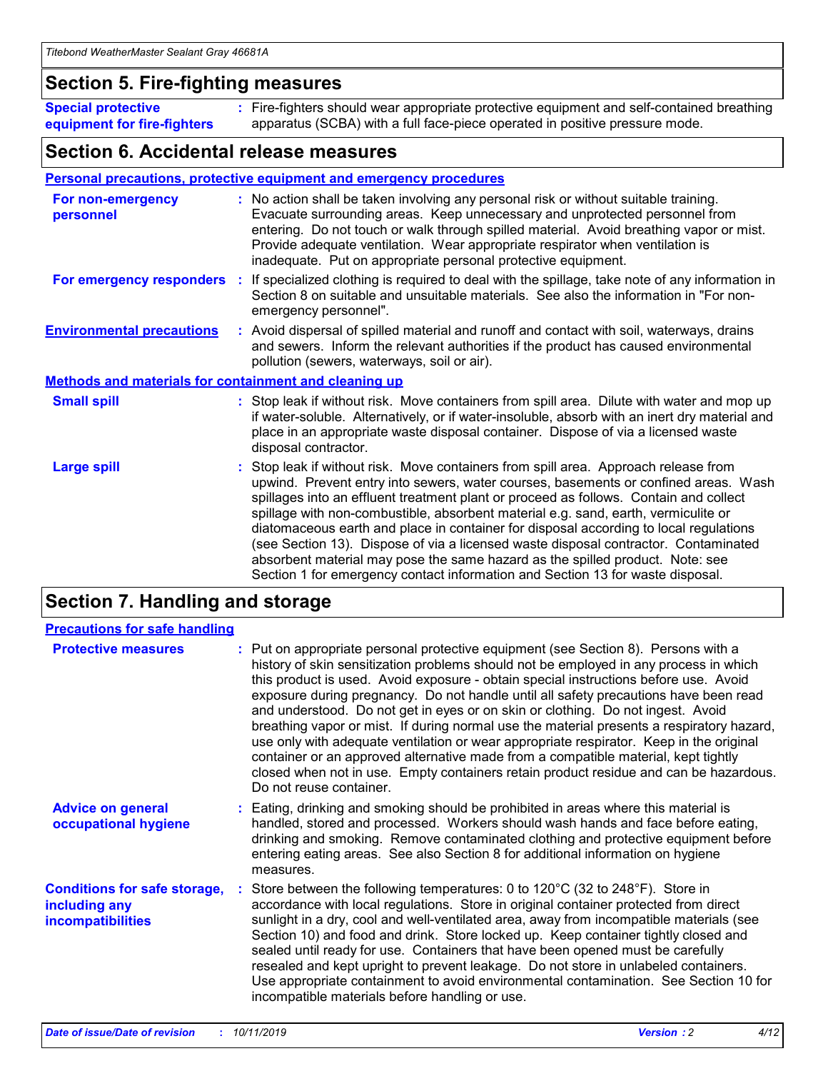## Section 5. Fire-fighting measures

**Special protective equipment for fire-fighters** : Fire-fighters should wear appropriate protective equipment and self-contained breathing apparatus (SCBA) with a full face-piece operated in positive pressure mode.

## Section 6. Accidental release measures

### Personal precautions, protective equipment and emergency procedures

**For non-emergency personnel** : No action shall be taken involving any personal risk or without suitable training. Evacuate surrounding areas. Keep unnecessary and unprotected personnel from entering. Do not touch or walk through spilled material. Avoid breathing vapor or mist. Provide adequate ventilation. Wear appropriate respirator when ventilation is inadequate. Put on appropriate personal protective equipment.

**For emergency responders** : If specialized clothing is required to deal with the spillage, take note of any information in Section 8 on suitable and unsuitable materials. See also the information in "For non-emergency personnel".

**Environmental precautions** : Avoid dispersal of spilled material and runoff and contact with soil, waterways, drains and sewers. Inform the relevant authorities if the product has caused environmental pollution (sewers, waterways, soil or air).

### Methods and materials for containment and cleaning up

**Small spill** : Stop leak if without risk. Move containers from spill area. Dilute with water and mop up if water-soluble. Alternatively, or if water-insoluble, absorb with an inert dry material and place in an appropriate waste disposal container. Dispose of via a licensed waste disposal contractor.

**Large spill** : Stop leak if without risk. Move containers from spill area. Approach release from upwind. Prevent entry into sewers, water courses, basements or confined areas. Wash spillages into an effluent treatment plant or proceed as follows. Contain and collect spillage with non-combustible, absorbent material e.g. sand, earth, vermiculite or diatomaceous earth and place in container for disposal according to local regulations (see Section 13). Dispose of via a licensed waste disposal contractor. Contaminated absorbent material may pose the same hazard as the spilled product. Note: see Section 1 for emergency contact information and Section 13 for waste disposal.

## Section 7. Handling and storage

### Precautions for safe handling

**Protective measures** : Put on appropriate personal protective equipment (see Section 8). Persons with a history of skin sensitization problems should not be employed in any process in which this product is used. Avoid exposure - obtain special instructions before use. Avoid exposure during pregnancy. Do not handle until all safety precautions have been read and understood. Do not get in eyes or on skin or clothing. Do not ingest. Avoid breathing vapor or mist. If during normal use the material presents a respiratory hazard, use only with adequate ventilation or wear appropriate respirator. Keep in the original container or an approved alternative made from a compatible material, kept tightly closed when not in use. Empty containers retain product residue and can be hazardous. Do not reuse container.

**Advice on general occupational hygiene** : Eating, drinking and smoking should be prohibited in areas where this material is handled, stored and processed. Workers should wash hands and face before eating, drinking and smoking. Remove contaminated clothing and protective equipment before entering eating areas. See also Section 8 for additional information on hygiene measures.

**Conditions for safe storage, including any incompatibilities** : Store between the following temperatures: 0 to 120°C (32 to 248°F). Store in accordance with local regulations. Store in original container protected from direct sunlight in a dry, cool and well-ventilated area, away from incompatible materials (see Section 10) and food and drink. Store locked up. Keep container tightly closed and sealed until ready for use. Containers that have been opened must be carefully resealed and kept upright to prevent leakage. Do not store in unlabeled containers. Use appropriate containment to avoid environmental contamination. See Section 10 for incompatible materials before handling or use.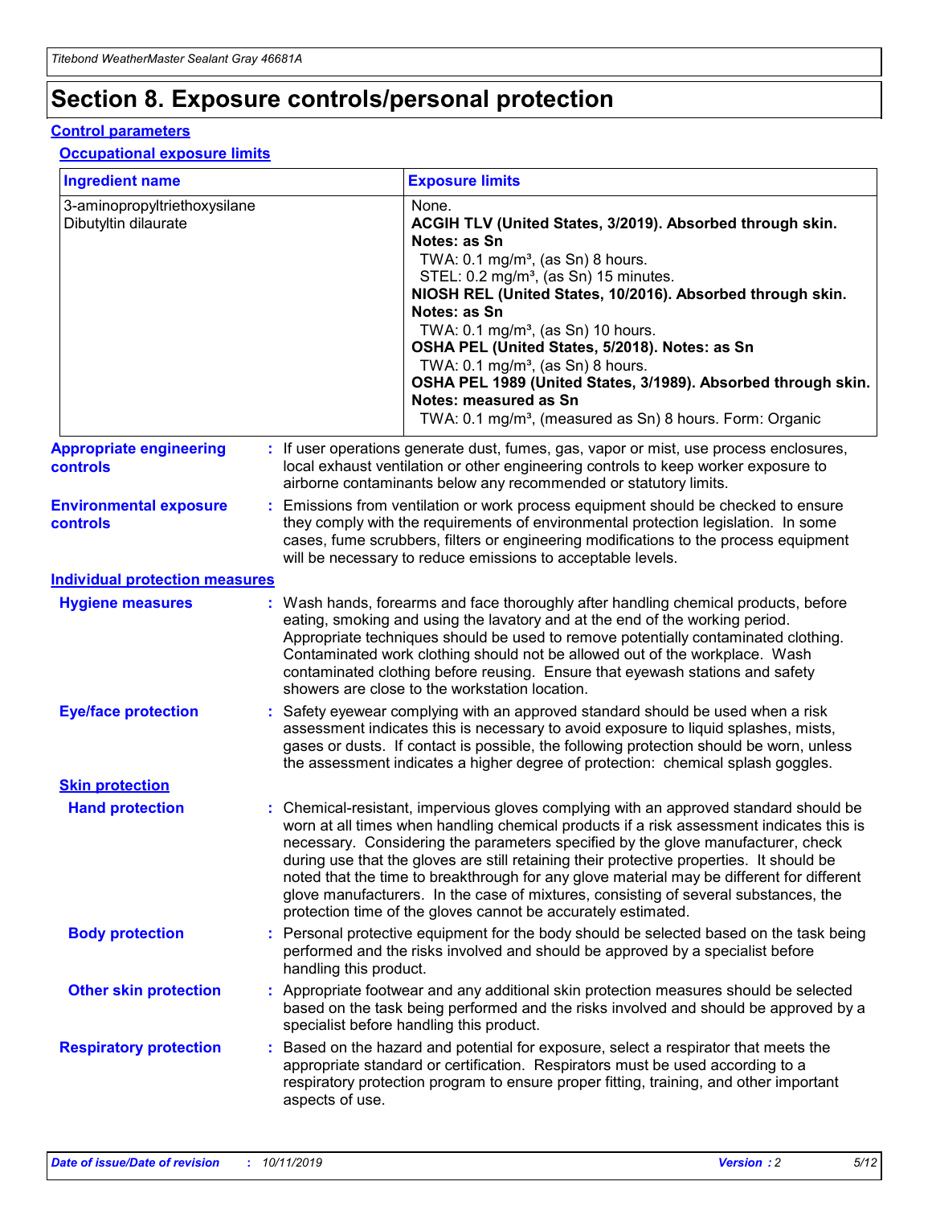# Section 8. Exposure controls/personal protection

## Control parameters

### Occupational exposure limits

| Ingredient name | Exposure limits |
|---|---|
| 3-aminopropyltriethoxysilane | None. |
| Dibutyltin dilaurate | **ACGIH TLV (United States, 3/2019). Absorbed through skin. Notes: as Sn**<br>TWA: 0.1 mg/m³, (as Sn) 8 hours.<br>STEL: 0.2 mg/m³, (as Sn) 15 minutes.<br>**NIOSH REL (United States, 10/2016). Absorbed through skin. Notes: as Sn**<br>TWA: 0.1 mg/m³, (as Sn) 10 hours.<br>**OSHA PEL (United States, 5/2018). Notes: as Sn**<br>TWA: 0.1 mg/m³, (as Sn) 8 hours.<br>**OSHA PEL 1989 (United States, 3/1989). Absorbed through skin. Notes: measured as Sn**<br>TWA: 0.1 mg/m³, (measured as Sn) 8 hours. Form: Organic |

**Appropriate engineering controls** : If user operations generate dust, fumes, gas, vapor or mist, use process enclosures, local exhaust ventilation or other engineering controls to keep worker exposure to airborne contaminants below any recommended or statutory limits.

**Environmental exposure controls** : Emissions from ventilation or work process equipment should be checked to ensure they comply with the requirements of environmental protection legislation. In some cases, fume scrubbers, filters or engineering modifications to the process equipment will be necessary to reduce emissions to acceptable levels.

## Individual protection measures

**Hygiene measures** : Wash hands, forearms and face thoroughly after handling chemical products, before eating, smoking and using the lavatory and at the end of the working period. Appropriate techniques should be used to remove potentially contaminated clothing. Contaminated work clothing should not be allowed out of the workplace. Wash contaminated clothing before reusing. Ensure that eyewash stations and safety showers are close to the workstation location.

**Eye/face protection** : Safety eyewear complying with an approved standard should be used when a risk assessment indicates this is necessary to avoid exposure to liquid splashes, mists, gases or dusts. If contact is possible, the following protection should be worn, unless the assessment indicates a higher degree of protection: chemical splash goggles.

### Skin protection

**Hand protection** : Chemical-resistant, impervious gloves complying with an approved standard should be worn at all times when handling chemical products if a risk assessment indicates this is necessary. Considering the parameters specified by the glove manufacturer, check during use that the gloves are still retaining their protective properties. It should be noted that the time to breakthrough for any glove material may be different for different glove manufacturers. In the case of mixtures, consisting of several substances, the protection time of the gloves cannot be accurately estimated.

**Body protection** : Personal protective equipment for the body should be selected based on the task being performed and the risks involved and should be approved by a specialist before handling this product.

**Other skin protection** : Appropriate footwear and any additional skin protection measures should be selected based on the task being performed and the risks involved and should be approved by a specialist before handling this product.

**Respiratory protection** : Based on the hazard and potential for exposure, select a respirator that meets the appropriate standard or certification. Respirators must be used according to a respiratory protection program to ensure proper fitting, training, and other important aspects of use.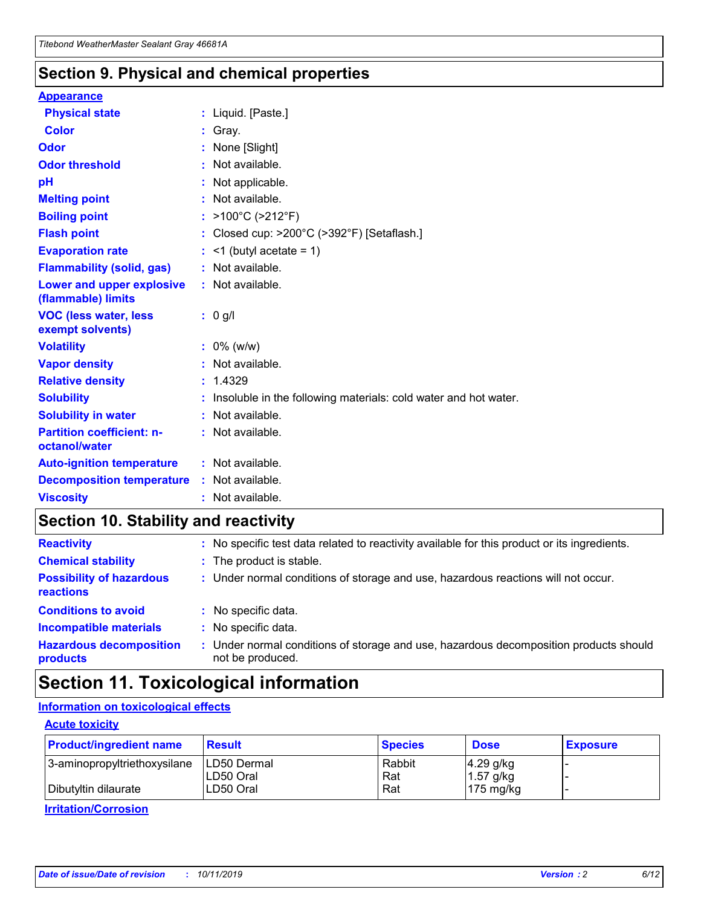## Section 9. Physical and chemical properties

### Appearance

| | |
|---|---|
| **Physical state** | : Liquid. [Paste.] |
| **Color** | : Gray. |
| **Odor** | : None [Slight] |
| **Odor threshold** | : Not available. |
| **pH** | : Not applicable. |
| **Melting point** | : Not available. |
| **Boiling point** | : >100°C (>212°F) |
| **Flash point** | : Closed cup: >200°C (>392°F) [Setaflash.] |
| **Evaporation rate** | : <1 (butyl acetate = 1) |
| **Flammability (solid, gas)** | : Not available. |
| **Lower and upper explosive (flammable) limits** | : Not available. |
| **VOC (less water, less exempt solvents)** | : 0 g/l |
| **Volatility** | : 0% (w/w) |
| **Vapor density** | : Not available. |
| **Relative density** | : 1.4329 |
| **Solubility** | : Insoluble in the following materials: cold water and hot water. |
| **Solubility in water** | : Not available. |
| **Partition coefficient: n-octanol/water** | : Not available. |
| **Auto-ignition temperature** | : Not available. |
| **Decomposition temperature** | : Not available. |
| **Viscosity** | : Not available. |

## Section 10. Stability and reactivity

| | |
|---|---|
| **Reactivity** | : No specific test data related to reactivity available for this product or its ingredients. |
| **Chemical stability** | : The product is stable. |
| **Possibility of hazardous reactions** | : Under normal conditions of storage and use, hazardous reactions will not occur. |
| **Conditions to avoid** | : No specific data. |
| **Incompatible materials** | : No specific data. |
| **Hazardous decomposition products** | : Under normal conditions of storage and use, hazardous decomposition products should not be produced. |

## Section 11. Toxicological information

### Information on toxicological effects

#### Acute toxicity

| Product/ingredient name | Result | Species | Dose | Exposure |
|---|---|---|---|---|
| 3-aminopropyltriethoxysilane | LD50 Dermal | Rabbit | 4.29 g/kg | - |
| | LD50 Oral | Rat | 1.57 g/kg | - |
| Dibutyltin dilaurate | LD50 Oral | Rat | 175 mg/kg | - |

#### Irritation/Corrosion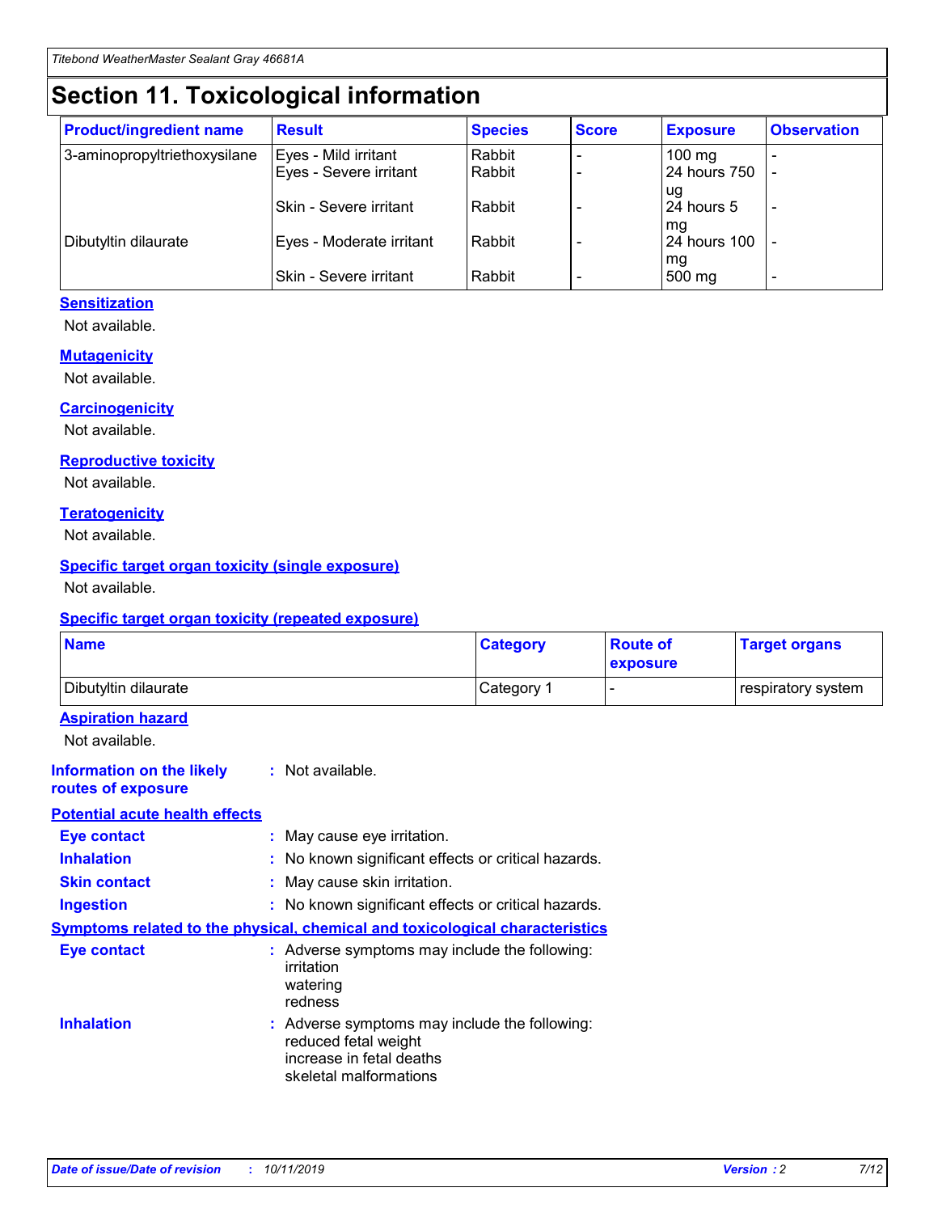# Section 11. Toxicological information

| Product/ingredient name | Result | Species | Score | Exposure | Observation |
|---|---|---|---|---|---|
| 3-aminopropyltriethoxysilane | Eyes - Mild irritant | Rabbit | - | 100 mg | - |
| | Eyes - Severe irritant | Rabbit | - | 24 hours 750 ug | - |
| | Skin - Severe irritant | Rabbit | - | 24 hours 5 mg | - |
| Dibutyltin dilaurate | Eyes - Moderate irritant | Rabbit | - | 24 hours 100 mg | - |
| | Skin - Severe irritant | Rabbit | - | 500 mg | - |

### Sensitization

Not available.

### Mutagenicity

Not available.

### Carcinogenicity

Not available.

### Reproductive toxicity

Not available.

### Teratogenicity

Not available.

### Specific target organ toxicity (single exposure)

Not available.

### Specific target organ toxicity (repeated exposure)

| Name | Category | Route of exposure | Target organs |
|---|---|---|---|
| Dibutyltin dilaurate | Category 1 | - | respiratory system |

### Aspiration hazard

Not available.

**Information on the likely routes of exposure** : Not available.

### Potential acute health effects

**Eye contact** : May cause eye irritation.

**Inhalation** : No known significant effects or critical hazards.

**Skin contact** : May cause skin irritation.

**Ingestion** : No known significant effects or critical hazards.

### Symptoms related to the physical, chemical and toxicological characteristics

**Eye contact** : Adverse symptoms may include the following:
irritation
watering
redness

**Inhalation** : Adverse symptoms may include the following:
reduced fetal weight
increase in fetal deaths
skeletal malformations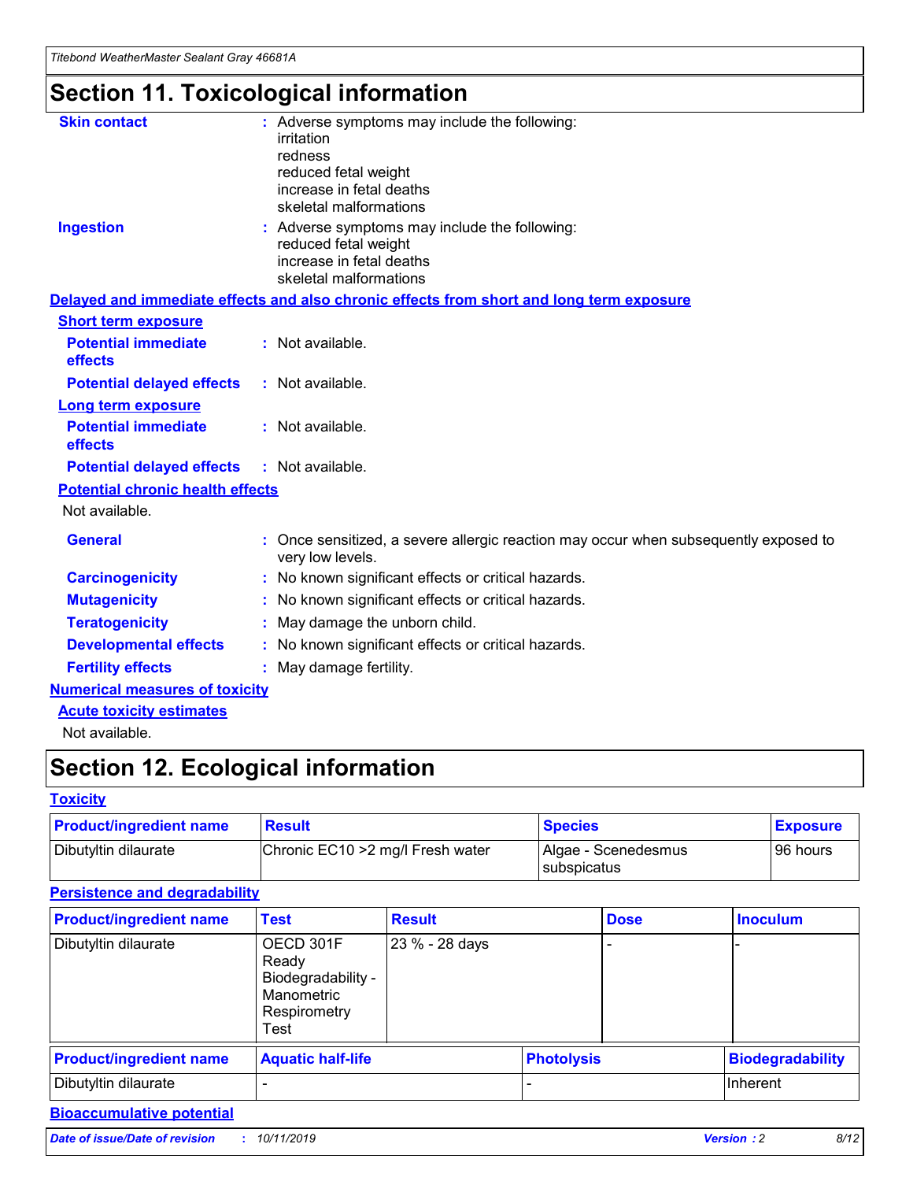# Section 11. Toxicological information

**Skin contact** : Adverse symptoms may include the following:
irritation
redness
reduced fetal weight
increase in fetal deaths
skeletal malformations

**Ingestion** : Adverse symptoms may include the following:
reduced fetal weight
increase in fetal deaths
skeletal malformations

## Delayed and immediate effects and also chronic effects from short and long term exposure

### Short term exposure

**Potential immediate effects** : Not available.

**Potential delayed effects** : Not available.

### Long term exposure

**Potential immediate effects** : Not available.

**Potential delayed effects** : Not available.

### Potential chronic health effects

Not available.

**General** : Once sensitized, a severe allergic reaction may occur when subsequently exposed to very low levels.

**Carcinogenicity** : No known significant effects or critical hazards.

**Mutagenicity** : No known significant effects or critical hazards.

**Teratogenicity** : May damage the unborn child.

**Developmental effects** : No known significant effects or critical hazards.

**Fertility effects** : May damage fertility.

## Numerical measures of toxicity

### Acute toxicity estimates

Not available.

# Section 12. Ecological information

## Toxicity

| Product/ingredient name | Result | Species | Exposure |
|---|---|---|---|
| Dibutyltin dilaurate | Chronic EC10 >2 mg/l Fresh water | Algae - Scenedesmus subspicatus | 96 hours |

## Persistence and degradability

| Product/ingredient name | Test | Result | Dose | Inoculum |
|---|---|---|---|---|
| Dibutyltin dilaurate | OECD 301F Ready Biodegradability - Manometric Respirometry Test | 23 % - 28 days | - | - |

| Product/ingredient name | Aquatic half-life | Photolysis | Biodegradability |
|---|---|---|---|
| Dibutyltin dilaurate | - | - | Inherent |

## Bioaccumulative potential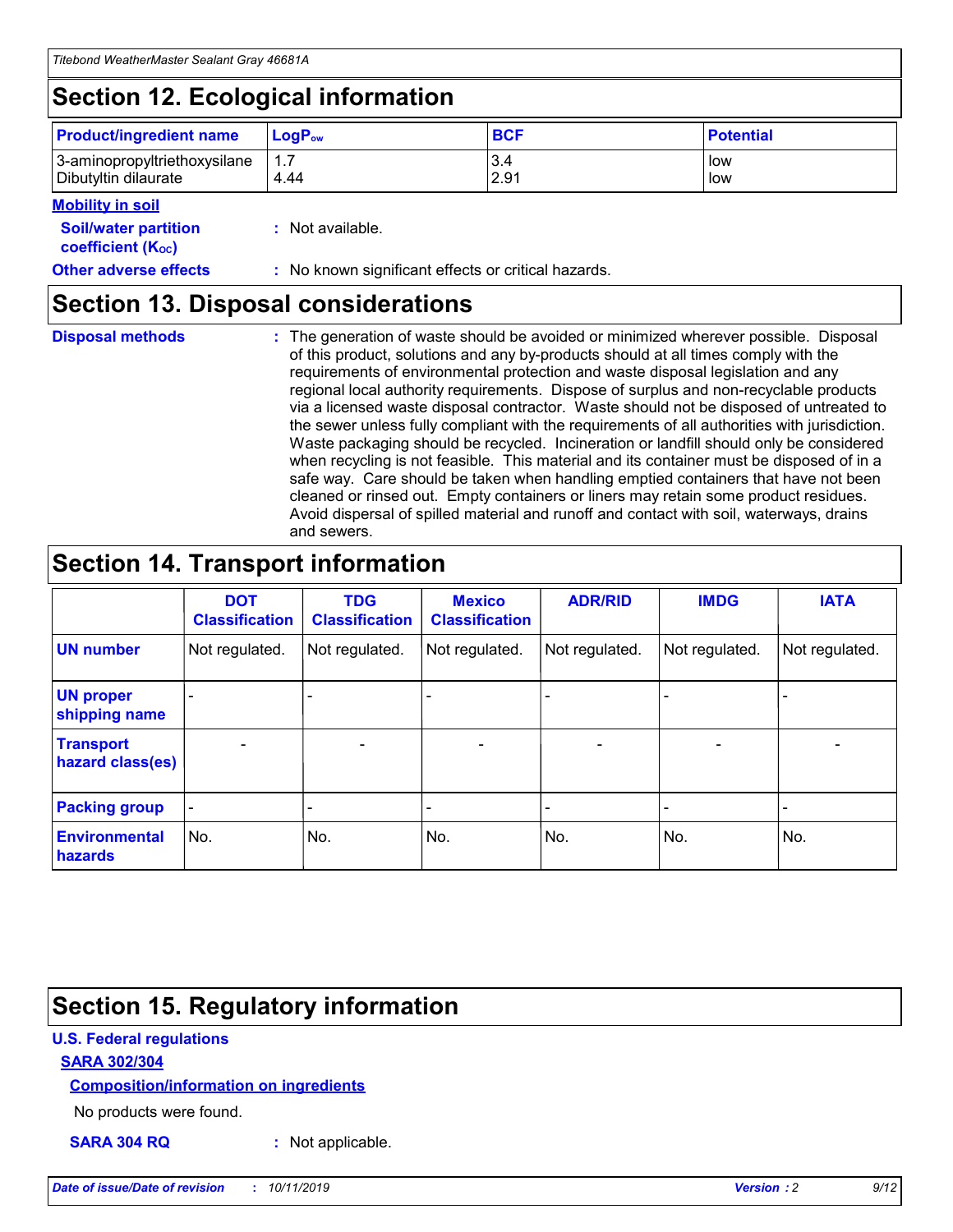## Section 12. Ecological information

| Product/ingredient name | $LogP_{ow}$ | BCF | Potential |
|---|---|---|---|
| 3-aminopropyltriethoxysilane | 1.7 | 3.4 | low |
| Dibutyltin dilaurate | 4.44 | 2.91 | low |

**Mobility in soil**

**Soil/water partition coefficient ($K_{OC}$)** : Not available.

**Other adverse effects** : No known significant effects or critical hazards.

## Section 13. Disposal considerations

**Disposal methods** : The generation of waste should be avoided or minimized wherever possible. Disposal of this product, solutions and any by-products should at all times comply with the requirements of environmental protection and waste disposal legislation and any regional local authority requirements. Dispose of surplus and non-recyclable products via a licensed waste disposal contractor. Waste should not be disposed of untreated to the sewer unless fully compliant with the requirements of all authorities with jurisdiction. Waste packaging should be recycled. Incineration or landfill should only be considered when recycling is not feasible. This material and its container must be disposed of in a safe way. Care should be taken when handling emptied containers that have not been cleaned or rinsed out. Empty containers or liners may retain some product residues. Avoid dispersal of spilled material and runoff and contact with soil, waterways, drains and sewers.

## Section 14. Transport information

| | DOT Classification | TDG Classification | Mexico Classification | ADR/RID | IMDG | IATA |
|---|---|---|---|---|---|---|
| UN number | Not regulated. | Not regulated. | Not regulated. | Not regulated. | Not regulated. | Not regulated. |
| UN proper shipping name | - | - | - | - | - | - |
| Transport hazard class(es) | - | - | - | - | - | - |
| Packing group | - | - | - | - | - | - |
| Environmental hazards | No. | No. | No. | No. | No. | No. |

## Section 15. Regulatory information

**U.S. Federal regulations**

**SARA 302/304**

**Composition/information on ingredients**

No products were found.

**SARA 304 RQ** : Not applicable.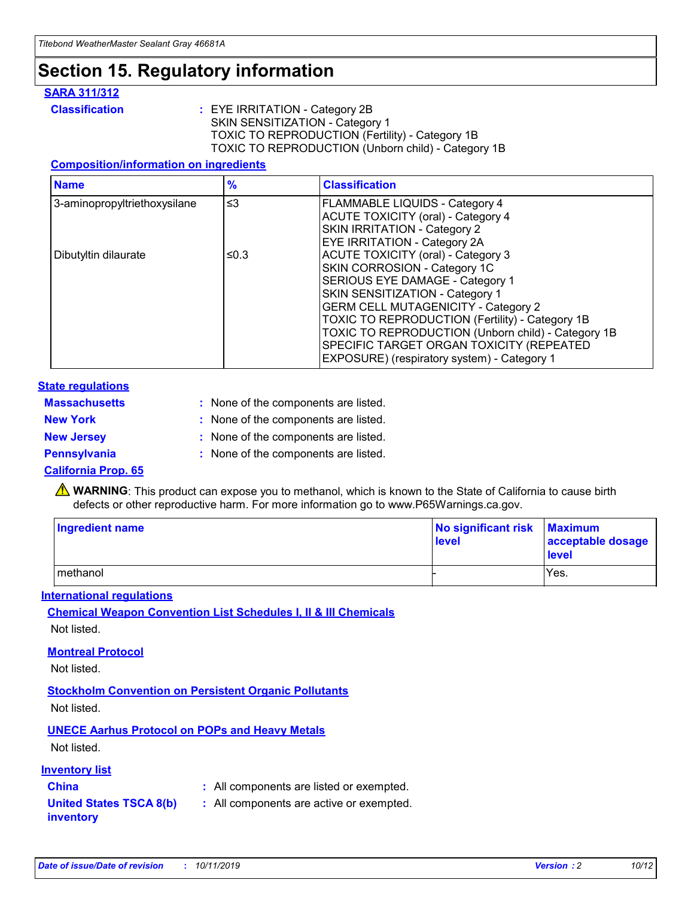# Section 15. Regulatory information

### SARA 311/312

**Classification** : EYE IRRITATION - Category 2B
SKIN SENSITIZATION - Category 1
TOXIC TO REPRODUCTION (Fertility) - Category 1B
TOXIC TO REPRODUCTION (Unborn child) - Category 1B

#### Composition/information on ingredients

| Name | % | Classification |
|---|---|---|
| 3-aminopropyltriethoxysilane | ≤3 | FLAMMABLE LIQUIDS - Category 4<br>ACUTE TOXICITY (oral) - Category 4<br>SKIN IRRITATION - Category 2<br>EYE IRRITATION - Category 2A |
| Dibutyltin dilaurate | ≤0.3 | ACUTE TOXICITY (oral) - Category 3<br>SKIN CORROSION - Category 1C<br>SERIOUS EYE DAMAGE - Category 1<br>SKIN SENSITIZATION - Category 1<br>GERM CELL MUTAGENICITY - Category 2<br>TOXIC TO REPRODUCTION (Fertility) - Category 1B<br>TOXIC TO REPRODUCTION (Unborn child) - Category 1B<br>SPECIFIC TARGET ORGAN TOXICITY (REPEATED EXPOSURE) (respiratory system) - Category 1 |

### State regulations

**Massachusetts** : None of the components are listed.

**New York** : None of the components are listed.

**New Jersey** : None of the components are listed.

**Pennsylvania** : None of the components are listed.

### California Prop. 65

⚠ **WARNING**: This product can expose you to methanol, which is known to the State of California to cause birth defects or other reproductive harm. For more information go to www.P65Warnings.ca.gov.

| Ingredient name | No significant risk level | Maximum acceptable dosage level |
|---|---|---|
| methanol | - | Yes. |

### International regulations

#### Chemical Weapon Convention List Schedules I, II & III Chemicals

Not listed.

#### Montreal Protocol

Not listed.

#### Stockholm Convention on Persistent Organic Pollutants

Not listed.

#### UNECE Aarhus Protocol on POPs and Heavy Metals

Not listed.

### Inventory list

**China** : All components are listed or exempted.

**United States TSCA 8(b) inventory** : All components are active or exempted.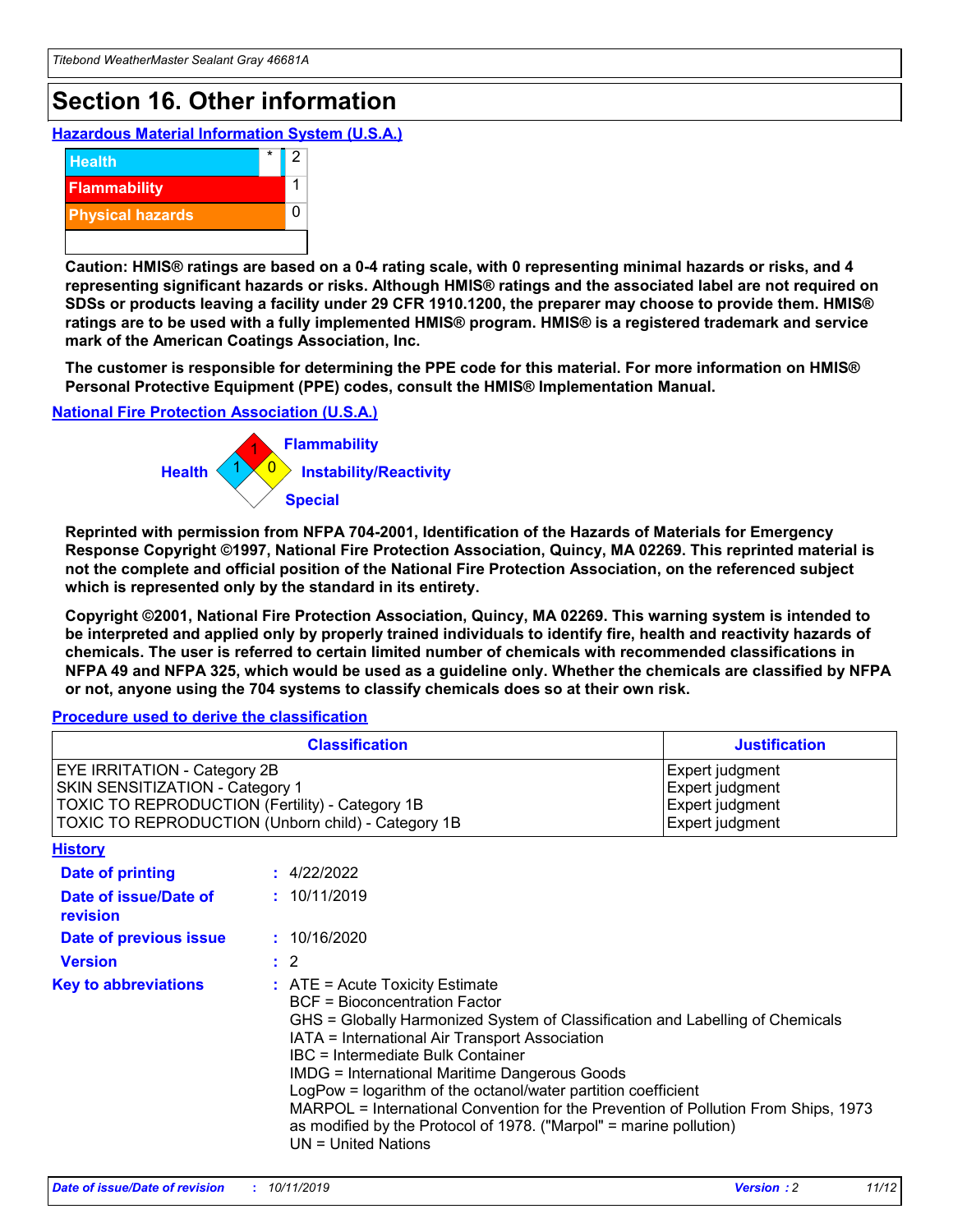# Section 16. Other information

**Hazardous Material Information System (U.S.A.)**

| | | |
|---|---|---|
| Health | * | 2 |
| Flammability | | 1 |
| Physical hazards | | 0 |

**Caution: HMIS® ratings are based on a 0-4 rating scale, with 0 representing minimal hazards or risks, and 4 representing significant hazards or risks. Although HMIS® ratings and the associated label are not required on SDSs or products leaving a facility under 29 CFR 1910.1200, the preparer may choose to provide them. HMIS® ratings are to be used with a fully implemented HMIS® program. HMIS® is a registered trademark and service mark of the American Coatings Association, Inc.**

**The customer is responsible for determining the PPE code for this material. For more information on HMIS® Personal Protective Equipment (PPE) codes, consult the HMIS® Implementation Manual.**

**National Fire Protection Association (U.S.A.)**

Flammability: 1
Health: 1
Instability/Reactivity: 0
Special:

**Reprinted with permission from NFPA 704-2001, Identification of the Hazards of Materials for Emergency Response Copyright ©1997, National Fire Protection Association, Quincy, MA 02269. This reprinted material is not the complete and official position of the National Fire Protection Association, on the referenced subject which is represented only by the standard in its entirety.**

**Copyright ©2001, National Fire Protection Association, Quincy, MA 02269. This warning system is intended to be interpreted and applied only by properly trained individuals to identify fire, health and reactivity hazards of chemicals. The user is referred to certain limited number of chemicals with recommended classifications in NFPA 49 and NFPA 325, which would be used as a guideline only. Whether the chemicals are classified by NFPA or not, anyone using the 704 systems to classify chemicals does so at their own risk.**

**Procedure used to derive the classification**

| Classification | Justification |
|---|---|
| EYE IRRITATION - Category 2B | Expert judgment |
| SKIN SENSITIZATION - Category 1 | Expert judgment |
| TOXIC TO REPRODUCTION (Fertility) - Category 1B | Expert judgment |
| TOXIC TO REPRODUCTION (Unborn child) - Category 1B | Expert judgment |

**History**

**Date of printing** : 4/22/2022

**Date of issue/Date of revision** : 10/11/2019

**Date of previous issue** : 10/16/2020

**Version** : 2

**Key to abbreviations** :
ATE = Acute Toxicity Estimate
BCF = Bioconcentration Factor
GHS = Globally Harmonized System of Classification and Labelling of Chemicals
IATA = International Air Transport Association
IBC = Intermediate Bulk Container
IMDG = International Maritime Dangerous Goods
LogPow = logarithm of the octanol/water partition coefficient
MARPOL = International Convention for the Prevention of Pollution From Ships, 1973 as modified by the Protocol of 1978. ("Marpol" = marine pollution)
UN = United Nations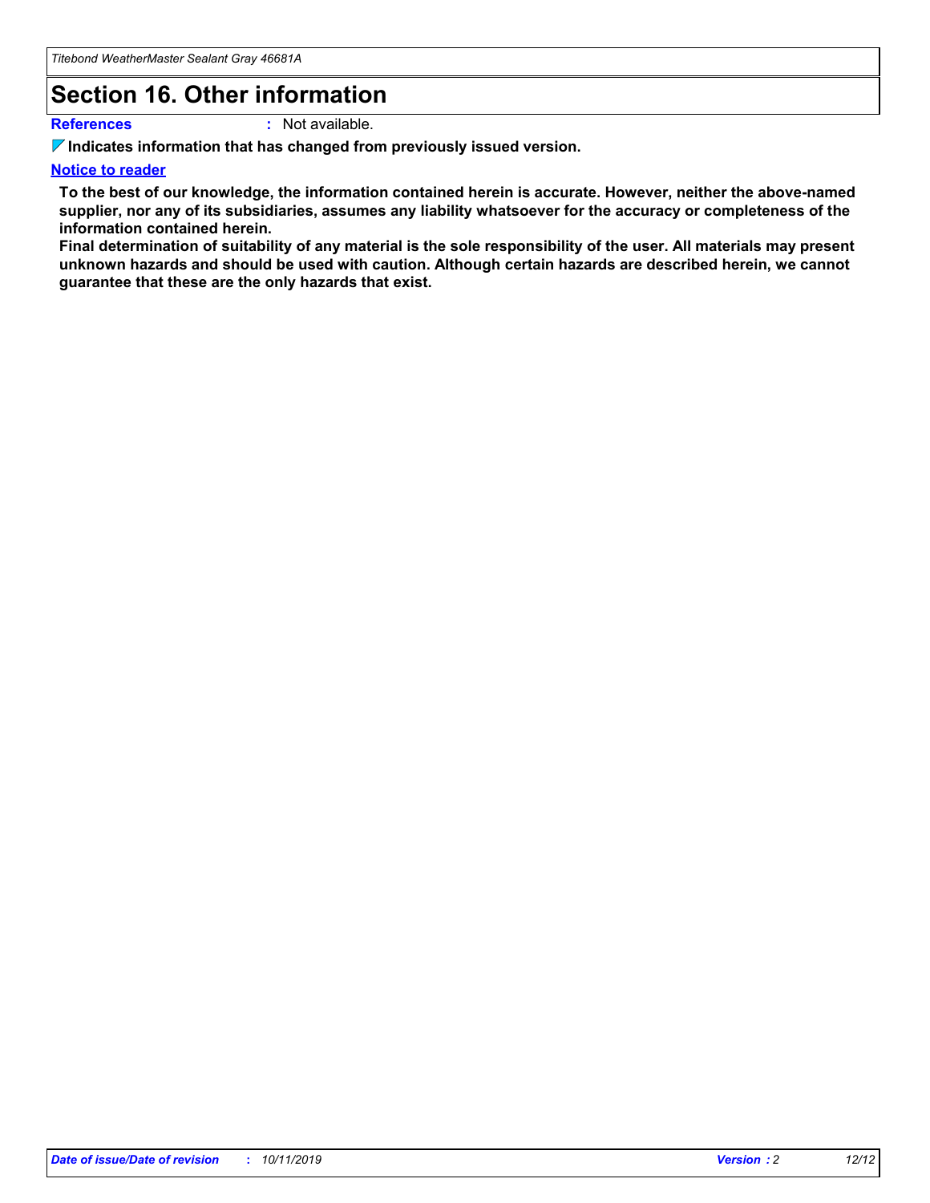# Section 16. Other information

**References** : Not available.

**Indicates information that has changed from previously issued version.**

**Notice to reader**

**To the best of our knowledge, the information contained herein is accurate. However, neither the above-named supplier, nor any of its subsidiaries, assumes any liability whatsoever for the accuracy or completeness of the information contained herein.**

**Final determination of suitability of any material is the sole responsibility of the user. All materials may present unknown hazards and should be used with caution. Although certain hazards are described herein, we cannot guarantee that these are the only hazards that exist.**